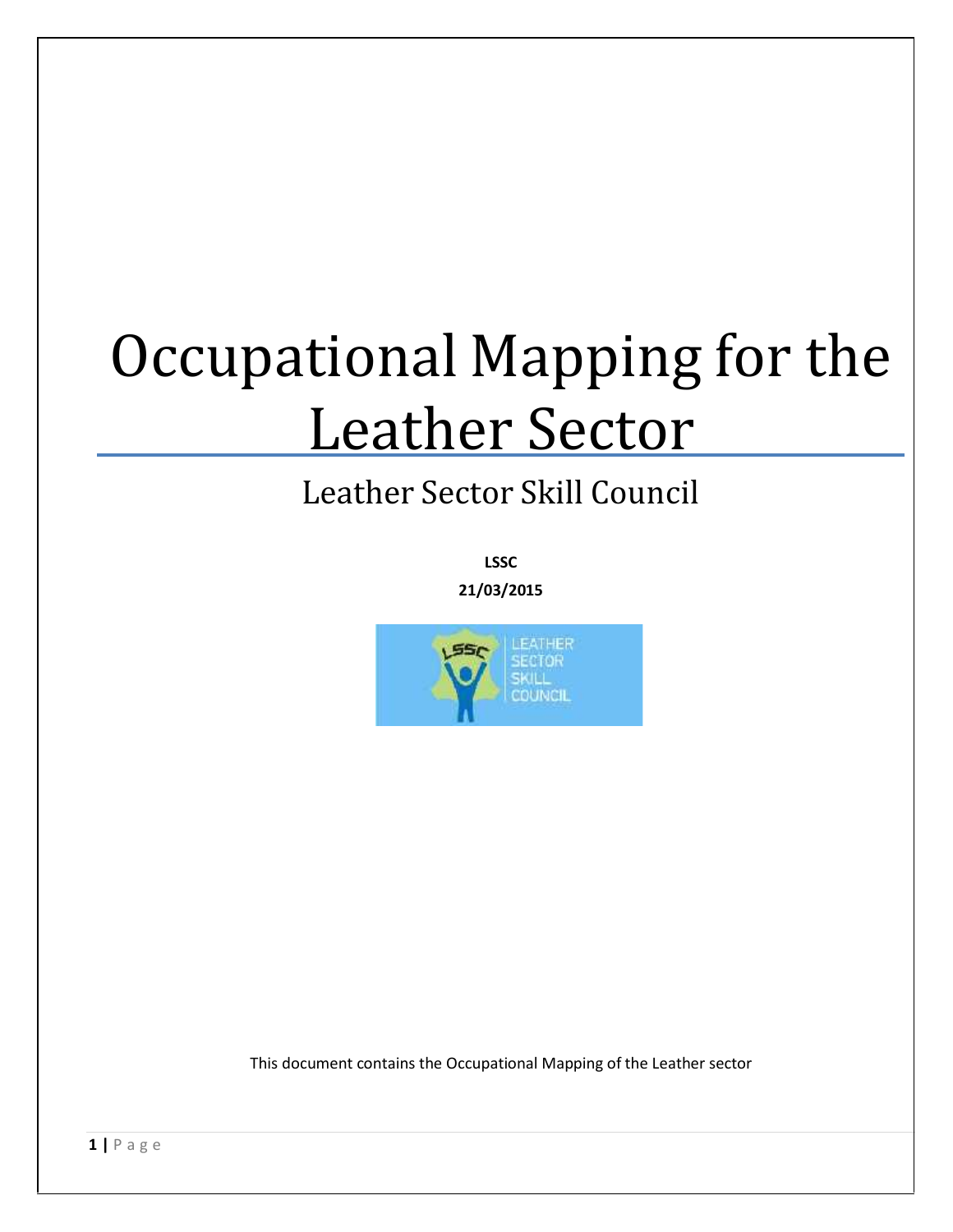# Occupational Mapping for the Leather Sector

## Leather Sector Skill Council

**LSSC**

**21/03/2015**

This document contains the Occupational Mapping of the Leather sector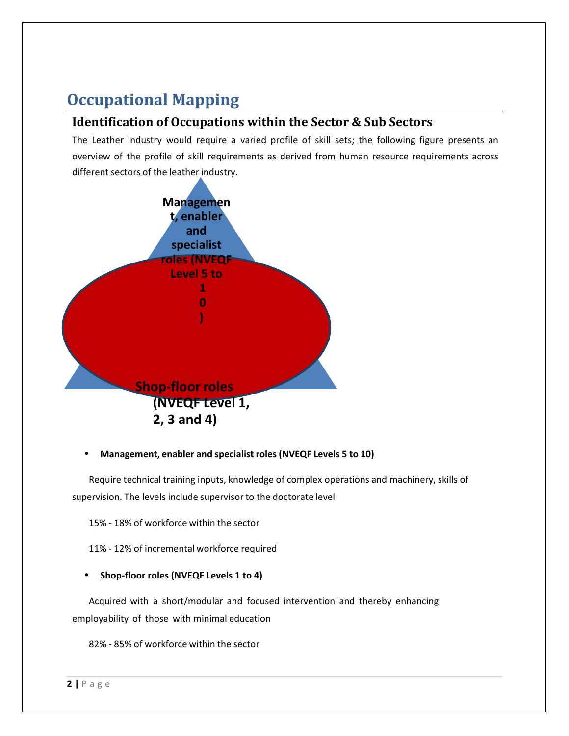# Occupational Mapping

## Identification of Occupations within the Sector & Sub Sectors

The Leather industry would require a varied profile of skill sets; the following figure presents an overview of the profile of skill requirements as derived from human resource requirements across different sectors of the leather industry.

Management, enabler and specialist roles (NVEQF Level 5 to 10)

Shop-floor roles (NVEQF Level 1, 2, 3 and 4)

- **Management, enabler and specialist roles (NVEQF Levels 5 to 10)**

Require technical training inputs, knowledge of complex operations and machinery, skills of supervision. The levels include supervisor to the doctorate level

15% - 18% of workforce within the sector

11% - 12% of incremental workforce required

- **Shop-floor roles (NVEQF Levels 1 to 4)**

Acquired with a short/modular and focused intervention and thereby enhancing employability of those with minimal education

82% - 85% of workforce within the sector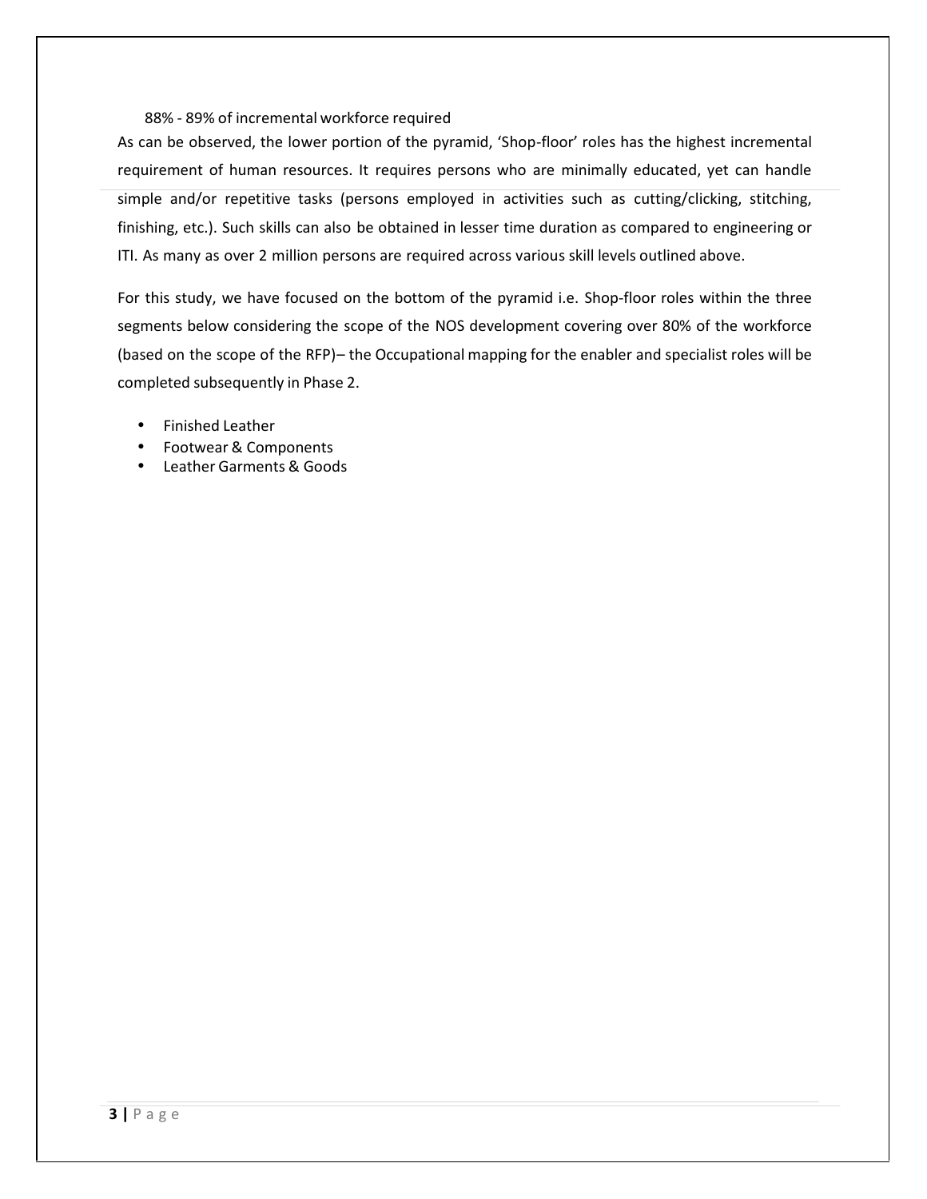88% - 89% of incremental workforce required

As can be observed, the lower portion of the pyramid, 'Shop-floor' roles has the highest incremental requirement of human resources. It requires persons who are minimally educated, yet can handle simple and/or repetitive tasks (persons employed in activities such as cutting/clicking, stitching, finishing, etc.). Such skills can also be obtained in lesser time duration as compared to engineering or ITI. As many as over 2 million persons are required across various skill levels outlined above.

For this study, we have focused on the bottom of the pyramid i.e. Shop-floor roles within the three segments below considering the scope of the NOS development covering over 80% of the workforce (based on the scope of the RFP)– the Occupational mapping for the enabler and specialist roles will be completed subsequently in Phase 2.

- Finished Leather
- Footwear & Components
- Leather Garments & Goods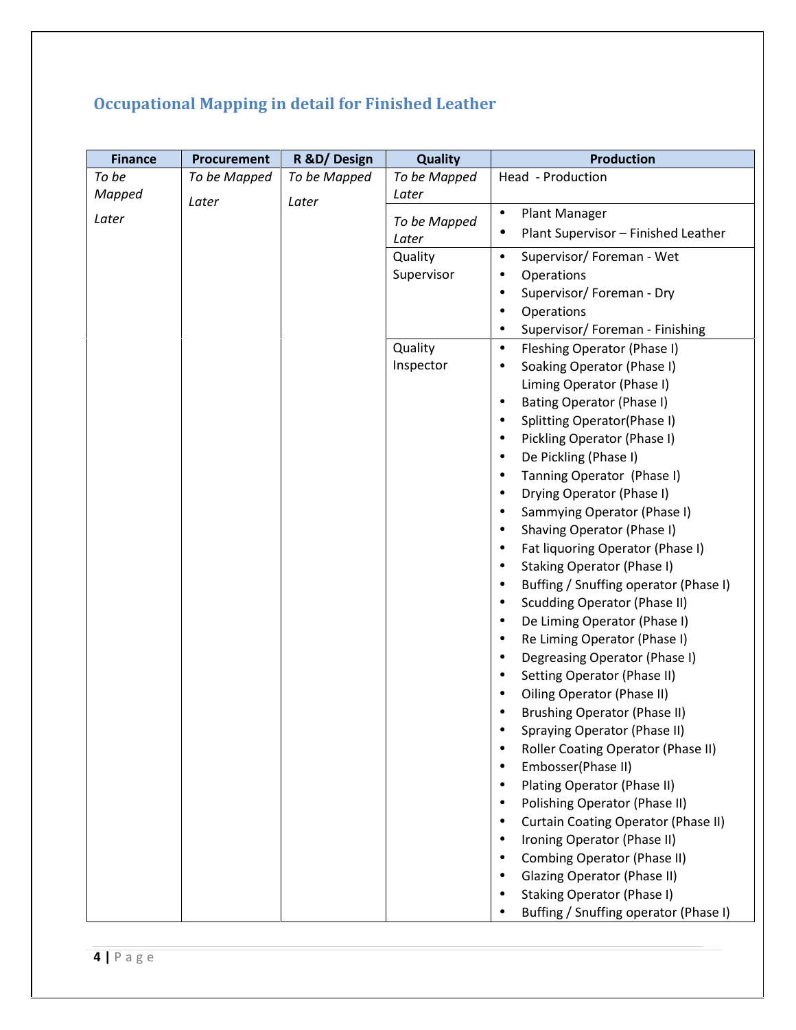## Occupational Mapping in detail for Finished Leather

| Finance | Procurement | R &D/ Design | Quality | Production |
|---|---|---|---|---|
| *To be Mapped Later* | *To be Mapped Later* | *To be Mapped Later* | *To be Mapped Later* | Head - Production |
| | | | *To be Mapped Later* | • Plant Manager<br>• Plant Supervisor – Finished Leather |
| | | | Quality Supervisor | • Supervisor/ Foreman - Wet<br>• Operations<br>• Supervisor/ Foreman - Dry<br>• Operations<br>• Supervisor/ Foreman - Finishing |
| | | | Quality Inspector | • Fleshing Operator (Phase I)<br>• Soaking Operator (Phase I)<br>Liming Operator (Phase I)<br>• Bating Operator (Phase I)<br>• Splitting Operator(Phase I)<br>• Pickling Operator (Phase I)<br>• De Pickling (Phase I)<br>• Tanning Operator (Phase I)<br>• Drying Operator (Phase I)<br>• Sammying Operator (Phase I)<br>• Shaving Operator (Phase I)<br>• Fat liquoring Operator (Phase I)<br>• Staking Operator (Phase I)<br>• Buffing / Snuffing operator (Phase I)<br>• Scudding Operator (Phase II)<br>• De Liming Operator (Phase I)<br>• Re Liming Operator (Phase I)<br>• Degreasing Operator (Phase I)<br>• Setting Operator (Phase II)<br>• Oiling Operator (Phase II)<br>• Brushing Operator (Phase II)<br>• Spraying Operator (Phase II)<br>• Roller Coating Operator (Phase II)<br>• Embosser(Phase II)<br>• Plating Operator (Phase II)<br>• Polishing Operator (Phase II)<br>• Curtain Coating Operator (Phase II)<br>• Ironing Operator (Phase II)<br>• Combing Operator (Phase II)<br>• Glazing Operator (Phase II)<br>• Staking Operator (Phase I)<br>• Buffing / Snuffing operator (Phase I) |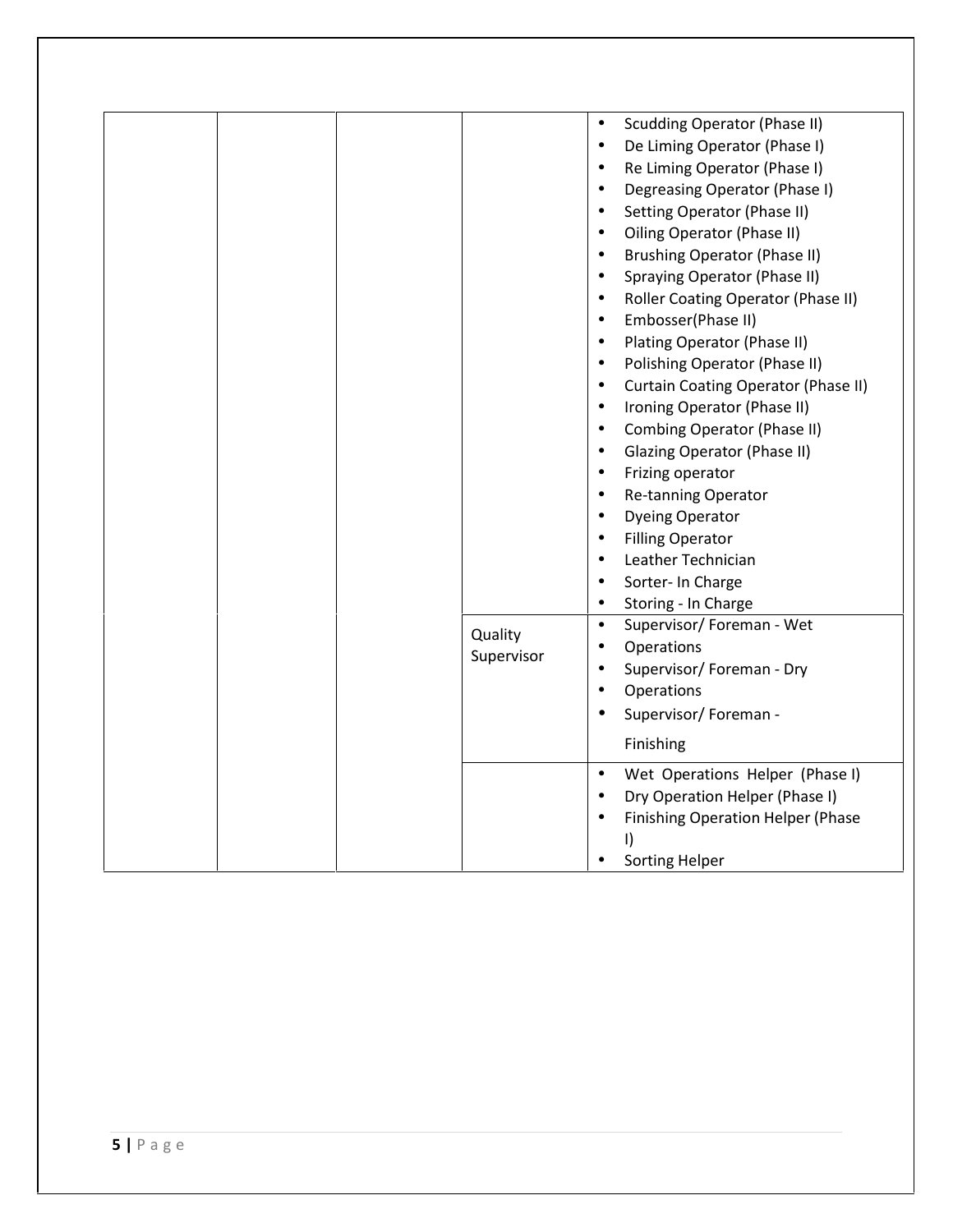| | | | | |
|---|---|---|---|---|
| | | | | • Scudding Operator (Phase II)<br>• De Liming Operator (Phase I)<br>• Re Liming Operator (Phase I)<br>• Degreasing Operator (Phase I)<br>• Setting Operator (Phase II)<br>• Oiling Operator (Phase II)<br>• Brushing Operator (Phase II)<br>• Spraying Operator (Phase II)<br>• Roller Coating Operator (Phase II)<br>• Embosser(Phase II)<br>• Plating Operator (Phase II)<br>• Polishing Operator (Phase II)<br>• Curtain Coating Operator (Phase II)<br>• Ironing Operator (Phase II)<br>• Combing Operator (Phase II)<br>• Glazing Operator (Phase II)<br>• Frizing operator<br>• Re-tanning Operator<br>• Dyeing Operator<br>• Filling Operator<br>• Leather Technician<br>• Sorter- In Charge<br>• Storing - In Charge |
| | | | Quality Supervisor | • Supervisor/ Foreman - Wet<br>• Operations<br>• Supervisor/ Foreman - Dry<br>• Operations<br>• Supervisor/ Foreman - Finishing |
| | | | | • Wet Operations Helper (Phase I)<br>• Dry Operation Helper (Phase I)<br>• Finishing Operation Helper (Phase I)<br>• Sorting Helper |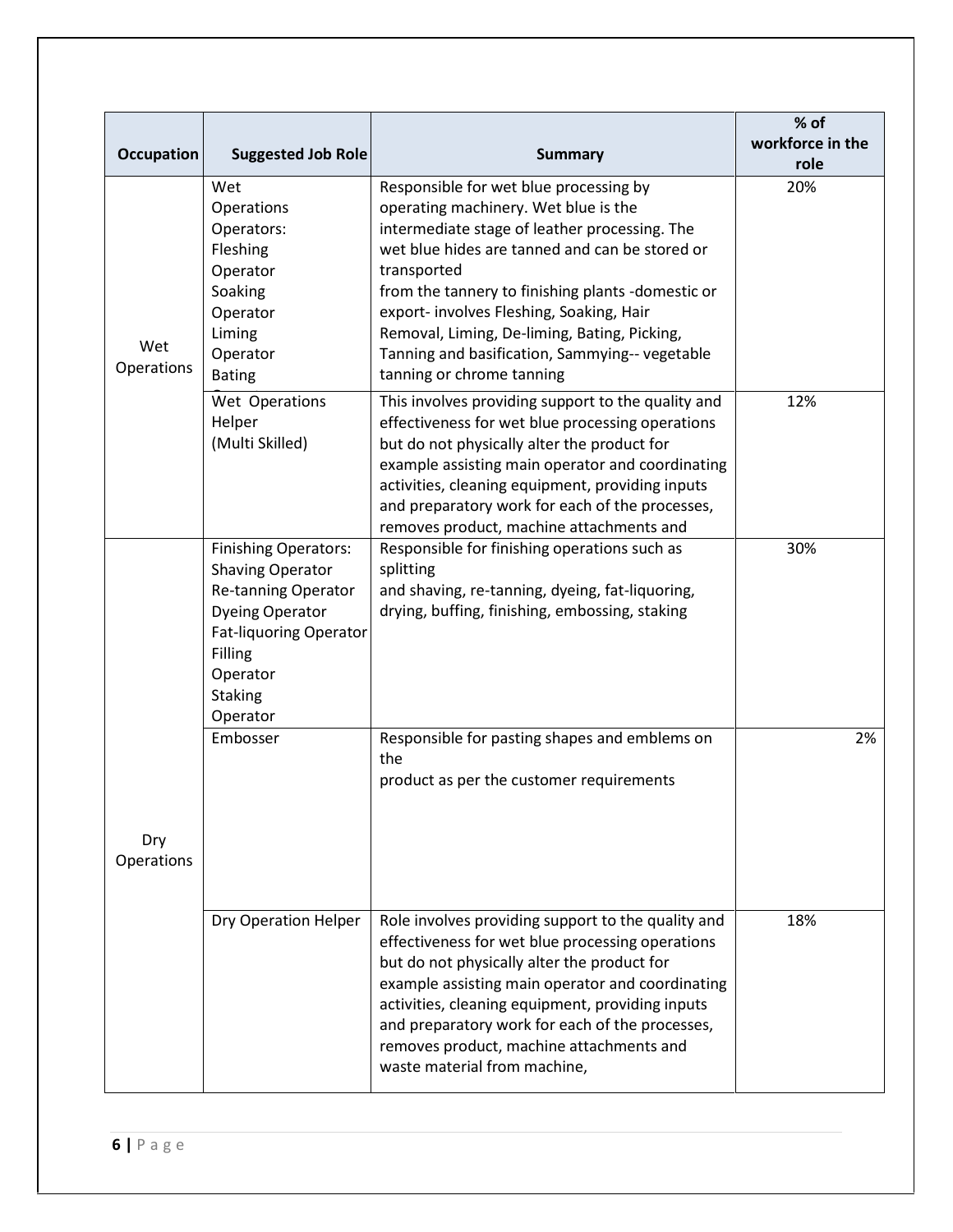| Occupation | Suggested Job Role | Summary | % of workforce in the role |
| --- | --- | --- | --- |
| Wet Operations | Wet Operations Operators: Fleshing Operator Soaking Operator Liming Operator Bating | Responsible for wet blue processing by operating machinery. Wet blue is the intermediate stage of leather processing. The wet blue hides are tanned and can be stored or transported from the tannery to finishing plants -domestic or export- involves Fleshing, Soaking, Hair Removal, Liming, De-liming, Bating, Picking, Tanning and basification, Sammying-- vegetable tanning or chrome tanning | 20% |
| | Wet Operations Helper (Multi Skilled) | This involves providing support to the quality and effectiveness for wet blue processing operations but do not physically alter the product for example assisting main operator and coordinating activities, cleaning equipment, providing inputs and preparatory work for each of the processes, removes product, machine attachments and | 12% |
| Dry Operations | Finishing Operators: Shaving Operator Re-tanning Operator Dyeing Operator Fat-liquoring Operator Filling Operator Staking Operator | Responsible for finishing operations such as splitting and shaving, re-tanning, dyeing, fat-liquoring, drying, buffing, finishing, embossing, staking | 30% |
| | Embosser | Responsible for pasting shapes and emblems on the product as per the customer requirements | 2% |
| | Dry Operation Helper | Role involves providing support to the quality and effectiveness for wet blue processing operations but do not physically alter the product for example assisting main operator and coordinating activities, cleaning equipment, providing inputs and preparatory work for each of the processes, removes product, machine attachments and waste material from machine, | 18% |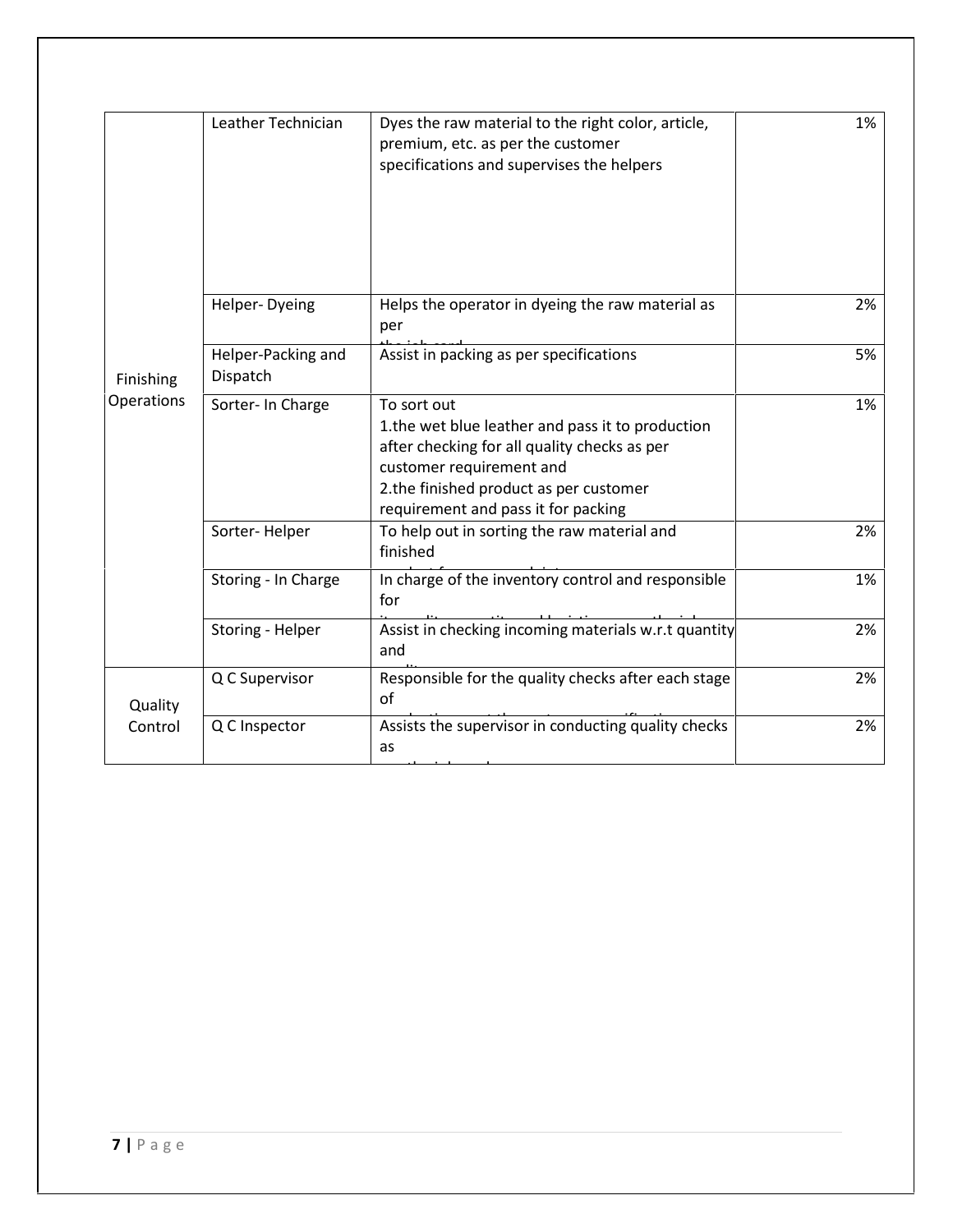| | Leather Technician | Dyes the raw material to the right color, article, premium, etc. as per the customer specifications and supervises the helpers | 1% |
|---|---|---|---|
| | Helper- Dyeing | Helps the operator in dyeing the raw material as per | 2% |
| | Helper-Packing and Dispatch | Assist in packing as per specifications | 5% |
| Finishing Operations | Sorter- In Charge | To sort out<br>1.the wet blue leather and pass it to production after checking for all quality checks as per customer requirement and<br>2.the finished product as per customer requirement and pass it for packing | 1% |
| | Sorter- Helper | To help out in sorting the raw material and finished | 2% |
| | Storing - In Charge | In charge of the inventory control and responsible for | 1% |
| | Storing - Helper | Assist in checking incoming materials w.r.t quantity and | 2% |
| Quality Control | Q C Supervisor | Responsible for the quality checks after each stage of | 2% |
| | Q C Inspector | Assists the supervisor in conducting quality checks as | 2% |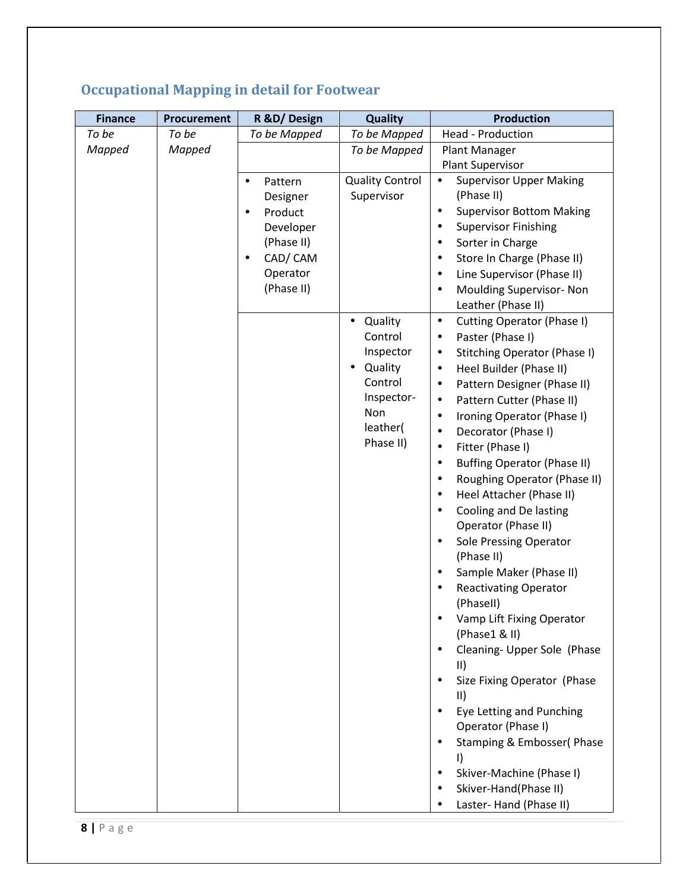## Occupational Mapping in detail for Footwear

| Finance | Procurement | R &D/ Design | Quality | Production |
|---|---|---|---|---|
| *To be Mapped* | *To be Mapped* | *To be Mapped* | *To be Mapped* | Head - Production |
| | | | *To be Mapped* | Plant Manager<br>Plant Supervisor |
| | | • Pattern Designer<br>• Product Developer (Phase II)<br>• CAD/ CAM Operator (Phase II) | Quality Control Supervisor | • Supervisor Upper Making (Phase II)<br>• Supervisor Bottom Making<br>• Supervisor Finishing<br>• Sorter in Charge<br>• Store In Charge (Phase II)<br>• Line Supervisor (Phase II)<br>• Moulding Supervisor- Non Leather (Phase II) |
| | | | • Quality Control Inspector<br>• Quality Control Inspector-Non leather( Phase II) | • Cutting Operator (Phase I)<br>• Paster (Phase I)<br>• Stitching Operator (Phase I)<br>• Heel Builder (Phase II)<br>• Pattern Designer (Phase II)<br>• Pattern Cutter (Phase II)<br>• Ironing Operator (Phase I)<br>• Decorator (Phase I)<br>• Fitter (Phase I)<br>• Buffing Operator (Phase II)<br>• Roughing Operator (Phase II)<br>• Heel Attacher (Phase II)<br>• Cooling and De lasting Operator (Phase II)<br>• Sole Pressing Operator (Phase II)<br>• Sample Maker (Phase II)<br>• Reactivating Operator (PhaseII)<br>• Vamp Lift Fixing Operator (Phase1 & II)<br>• Cleaning- Upper Sole (Phase II)<br>• Size Fixing Operator (Phase II)<br>• Eye Letting and Punching Operator (Phase I)<br>• Stamping & Embosser( Phase I)<br>• Skiver-Machine (Phase I)<br>• Skiver-Hand(Phase II)<br>• Laster- Hand (Phase II) |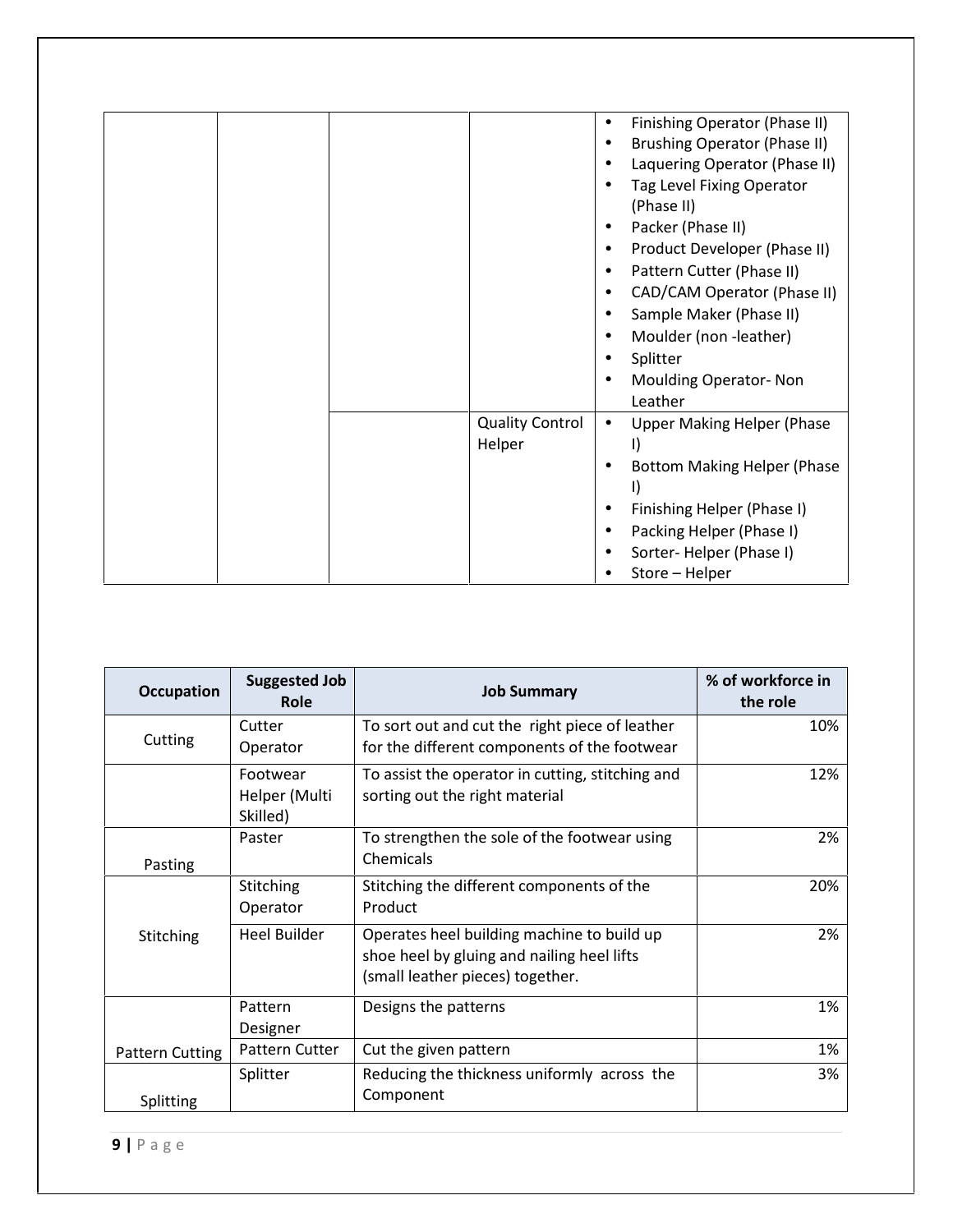| | | | | • Finishing Operator (Phase II)<br>• Brushing Operator (Phase II)<br>• Laquering Operator (Phase II)<br>• Tag Level Fixing Operator (Phase II)<br>• Packer (Phase II)<br>• Product Developer (Phase II)<br>• Pattern Cutter (Phase II)<br>• CAD/CAM Operator (Phase II)<br>• Sample Maker (Phase II)<br>• Moulder (non -leather)<br>• Splitter<br>• Moulding Operator- Non Leather |
|---|---|---|---|---|
| | | | Quality Control Helper | • Upper Making Helper (Phase I)<br>• Bottom Making Helper (Phase I)<br>• Finishing Helper (Phase I)<br>• Packing Helper (Phase I)<br>• Sorter- Helper (Phase I)<br>• Store – Helper |

| Occupation | Suggested Job Role | Job Summary | % of workforce in the role |
|---|---|---|---|
| Cutting | Cutter Operator | To sort out and cut the right piece of leather for the different components of the footwear | 10% |
| | Footwear Helper (Multi Skilled) | To assist the operator in cutting, stitching and sorting out the right material | 12% |
| Pasting | Paster | To strengthen the sole of the footwear using Chemicals | 2% |
| Stitching | Stitching Operator | Stitching the different components of the Product | 20% |
| | Heel Builder | Operates heel building machine to build up shoe heel by gluing and nailing heel lifts (small leather pieces) together. | 2% |
| Pattern Cutting | Pattern Designer | Designs the patterns | 1% |
| | Pattern Cutter | Cut the given pattern | 1% |
| Splitting | Splitter | Reducing the thickness uniformly across the Component | 3% |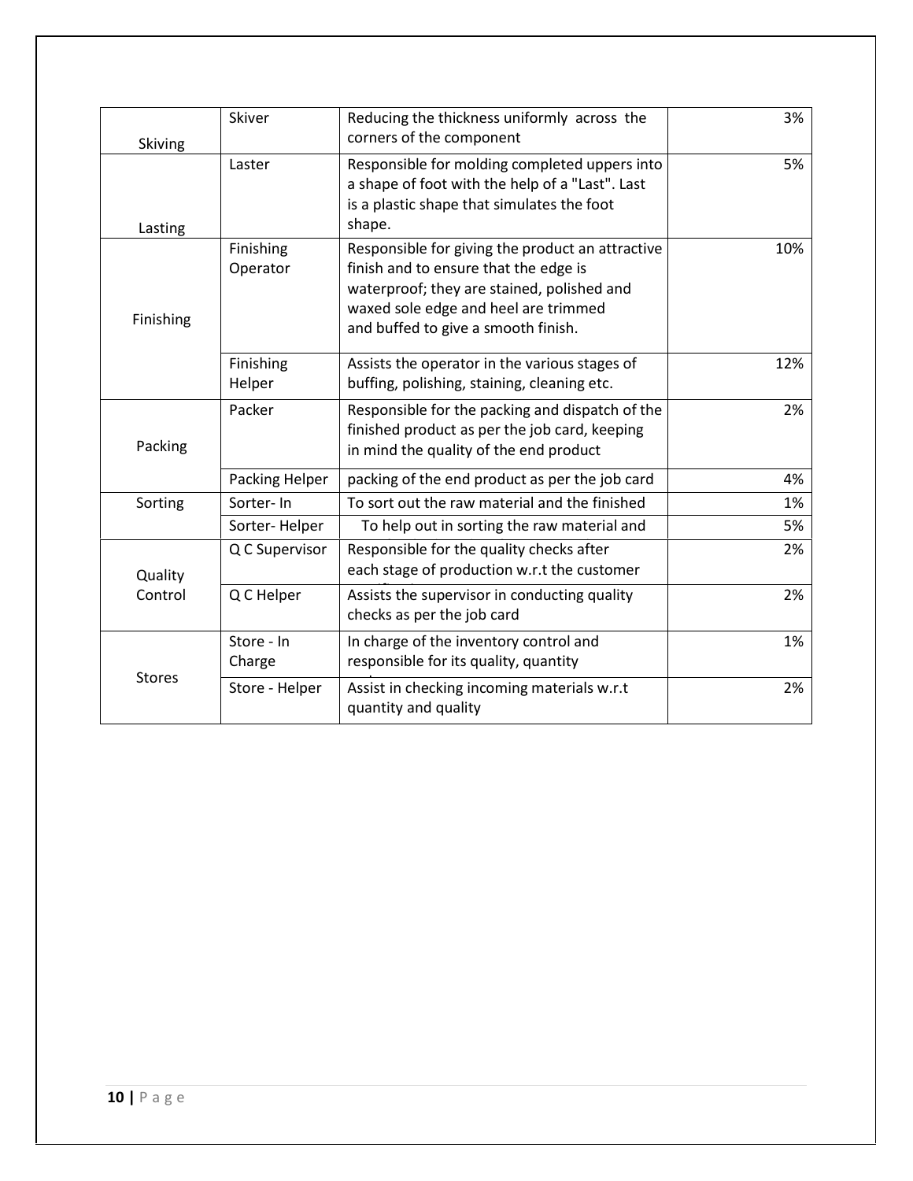| | | | |
|---|---|---|---|
| Skiving | Skiver | Reducing the thickness uniformly across the corners of the component | 3% |
| Lasting | Laster | Responsible for molding completed uppers into a shape of foot with the help of a "Last". Last is a plastic shape that simulates the foot shape. | 5% |
| Finishing | Finishing Operator | Responsible for giving the product an attractive finish and to ensure that the edge is waterproof; they are stained, polished and waxed sole edge and heel are trimmed and buffed to give a smooth finish. | 10% |
| | Finishing Helper | Assists the operator in the various stages of buffing, polishing, staining, cleaning etc. | 12% |
| Packing | Packer | Responsible for the packing and dispatch of the finished product as per the job card, keeping in mind the quality of the end product | 2% |
| | Packing Helper | packing of the end product as per the job card | 4% |
| Sorting | Sorter- In | To sort out the raw material and the finished | 1% |
| | Sorter- Helper | To help out in sorting the raw material and | 5% |
| Quality Control | Q C Supervisor | Responsible for the quality checks after each stage of production w.r.t the customer | 2% |
| | Q C Helper | Assists the supervisor in conducting quality checks as per the job card | 2% |
| Stores | Store - In Charge | In charge of the inventory control and responsible for its quality, quantity | 1% |
| | Store - Helper | Assist in checking incoming materials w.r.t quantity and quality | 2% |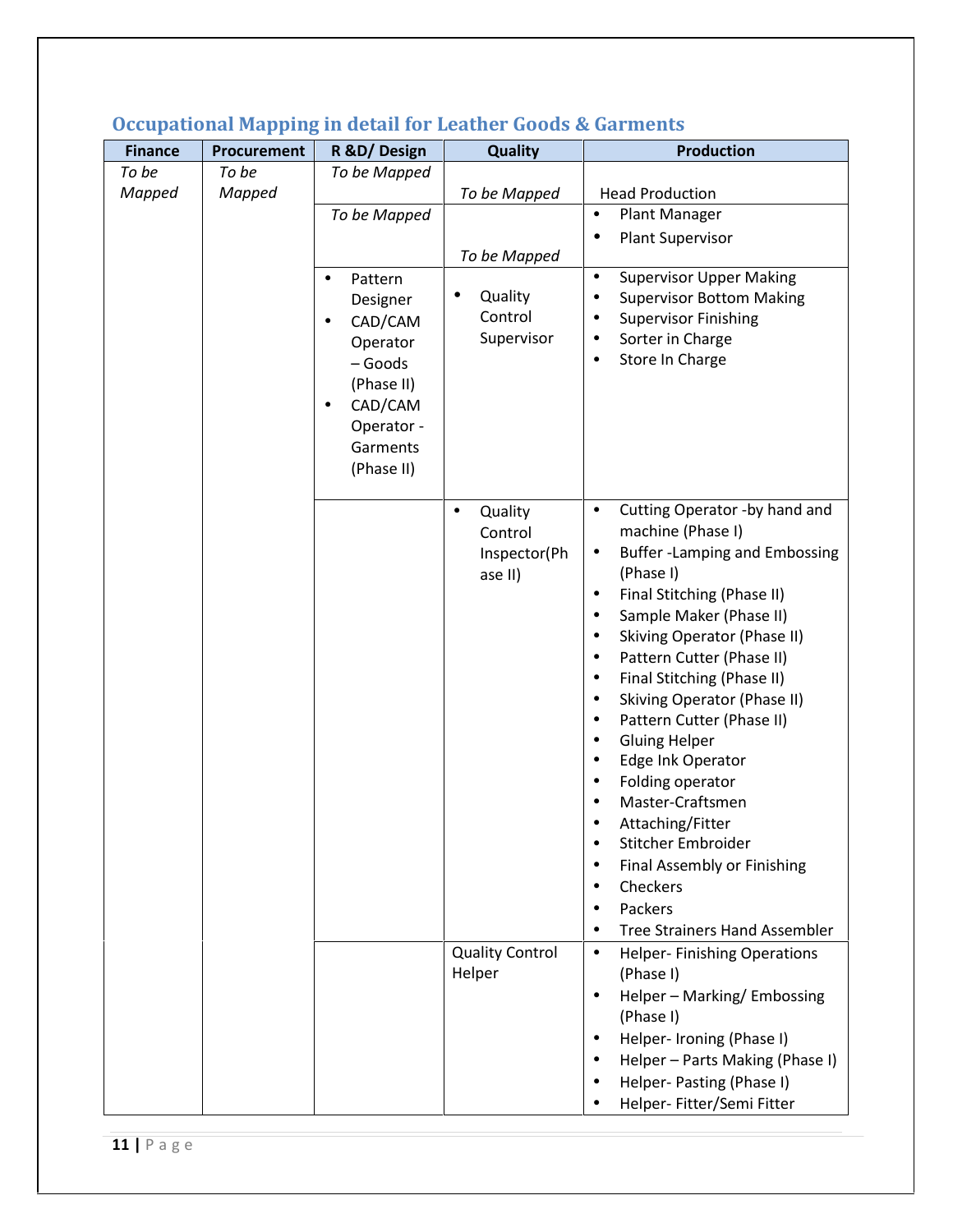## Occupational Mapping in detail for Leather Goods & Garments

| Finance | Procurement | R &D/ Design | Quality | Production |
|---|---|---|---|---|
| *To be Mapped* | *To be Mapped* | *To be Mapped* | *To be Mapped* | Head Production |
| | | *To be Mapped* | *To be Mapped* | • Plant Manager<br>• Plant Supervisor |
| | | • Pattern Designer<br>• CAD/CAM Operator – Goods (Phase II)<br>• CAD/CAM Operator - Garments (Phase II) | • Quality Control Supervisor | • Supervisor Upper Making<br>• Supervisor Bottom Making<br>• Supervisor Finishing<br>• Sorter in Charge<br>• Store In Charge |
| | | | • Quality Control Inspector(Phase II) | • Cutting Operator -by hand and machine (Phase I)<br>• Buffer -Lamping and Embossing (Phase I)<br>• Final Stitching (Phase II)<br>• Sample Maker (Phase II)<br>• Skiving Operator (Phase II)<br>• Pattern Cutter (Phase II)<br>• Final Stitching (Phase II)<br>• Skiving Operator (Phase II)<br>• Pattern Cutter (Phase II)<br>• Gluing Helper<br>• Edge Ink Operator<br>• Folding operator<br>• Master-Craftsmen<br>• Attaching/Fitter<br>• Stitcher Embroider<br>• Final Assembly or Finishing<br>• Checkers<br>• Packers<br>• Tree Strainers Hand Assembler |
| | | | Quality Control Helper | • Helper- Finishing Operations (Phase I)<br>• Helper – Marking/ Embossing (Phase I)<br>• Helper- Ironing (Phase I)<br>• Helper – Parts Making (Phase I)<br>• Helper- Pasting (Phase I)<br>• Helper- Fitter/Semi Fitter |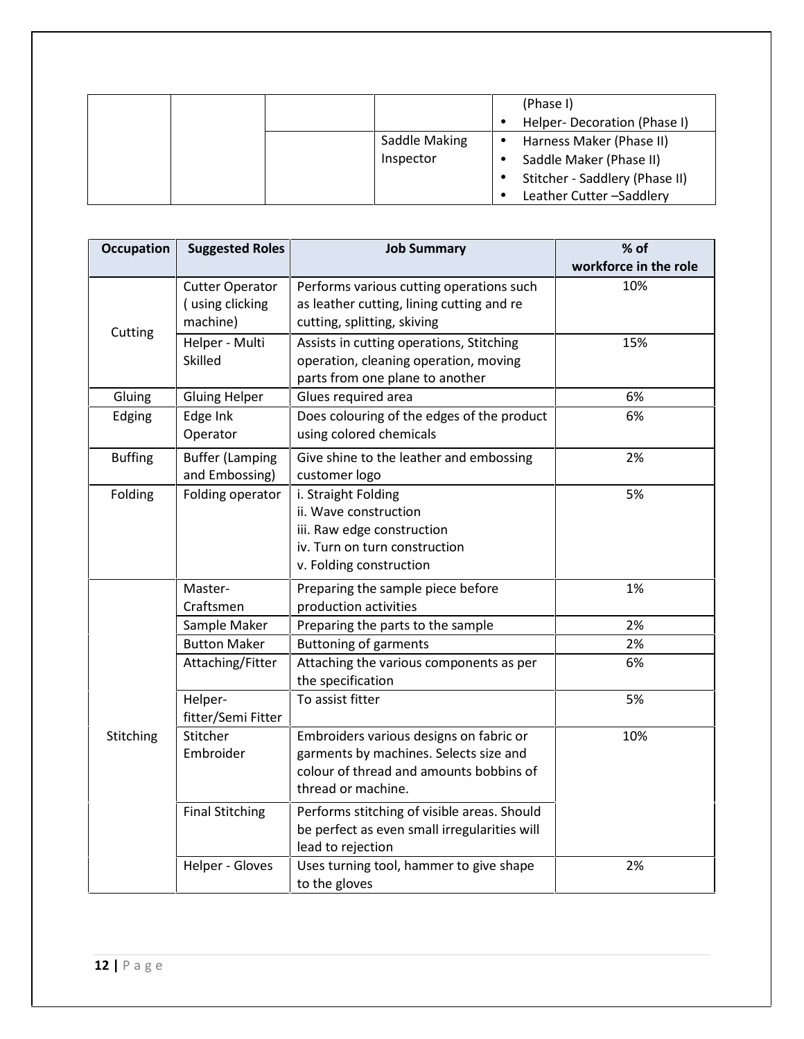| | | | | (Phase I)<br>• Helper- Decoration (Phase I) |
|---|---|---|---|---|
| | | | Saddle Making Inspector | • Harness Maker (Phase II)<br>• Saddle Maker (Phase II)<br>• Stitcher - Saddlery (Phase II)<br>• Leather Cutter –Saddlery |

| Occupation | Suggested Roles | Job Summary | % of workforce in the role |
|---|---|---|---|
| Cutting | Cutter Operator ( using clicking machine) | Performs various cutting operations such as leather cutting, lining cutting and re cutting, splitting, skiving | 10% |
| | Helper - Multi Skilled | Assists in cutting operations, Stitching operation, cleaning operation, moving parts from one plane to another | 15% |
| Gluing | Gluing Helper | Glues required area | 6% |
| Edging | Edge Ink Operator | Does colouring of the edges of the product using colored chemicals | 6% |
| Buffing | Buffer (Lamping and Embossing) | Give shine to the leather and embossing customer logo | 2% |
| Folding | Folding operator | i. Straight Folding<br>ii. Wave construction<br>iii. Raw edge construction<br>iv. Turn on turn construction<br>v. Folding construction | 5% |
| Stitching | Master-Craftsmen | Preparing the sample piece before production activities | 1% |
| | Sample Maker | Preparing the parts to the sample | 2% |
| | Button Maker | Buttoning of garments | 2% |
| | Attaching/Fitter | Attaching the various components as per the specification | 6% |
| | Helper-fitter/Semi Fitter | To assist fitter | 5% |
| | Stitcher Embroider | Embroiders various designs on fabric or garments by machines. Selects size and colour of thread and amounts bobbins of thread or machine. | 10% |
| | Final Stitching | Performs stitching of visible areas. Should be perfect as even small irregularities will lead to rejection | |
| | Helper - Gloves | Uses turning tool, hammer to give shape to the gloves | 2% |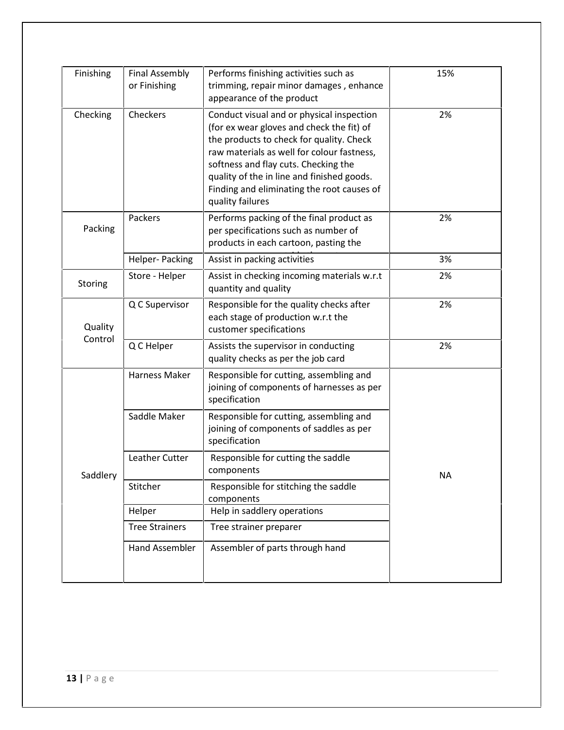| | | | |
|---|---|---|---|
| Finishing | Final Assembly or Finishing | Performs finishing activities such as trimming, repair minor damages , enhance appearance of the product | 15% |
| Checking | Checkers | Conduct visual and or physical inspection (for ex wear gloves and check the fit) of the products to check for quality. Check raw materials as well for colour fastness, softness and flay cuts. Checking the quality of the in line and finished goods. Finding and eliminating the root causes of quality failures | 2% |
| Packing | Packers | Performs packing of the final product as per specifications such as number of products in each cartoon, pasting the | 2% |
| | Helper- Packing | Assist in packing activities | 3% |
| Storing | Store - Helper | Assist in checking incoming materials w.r.t quantity and quality | 2% |
| Quality Control | Q C Supervisor | Responsible for the quality checks after each stage of production w.r.t the customer specifications | 2% |
| | Q C Helper | Assists the supervisor in conducting quality checks as per the job card | 2% |
| Saddlery | Harness Maker | Responsible for cutting, assembling and joining of components of harnesses as per specification | NA |
| | Saddle Maker | Responsible for cutting, assembling and joining of components of saddles as per specification | |
| | Leather Cutter | Responsible for cutting the saddle components | |
| | Stitcher | Responsible for stitching the saddle components | |
| | Helper | Help in saddlery operations | |
| | Tree Strainers | Tree strainer preparer | |
| | Hand Assembler | Assembler of parts through hand | |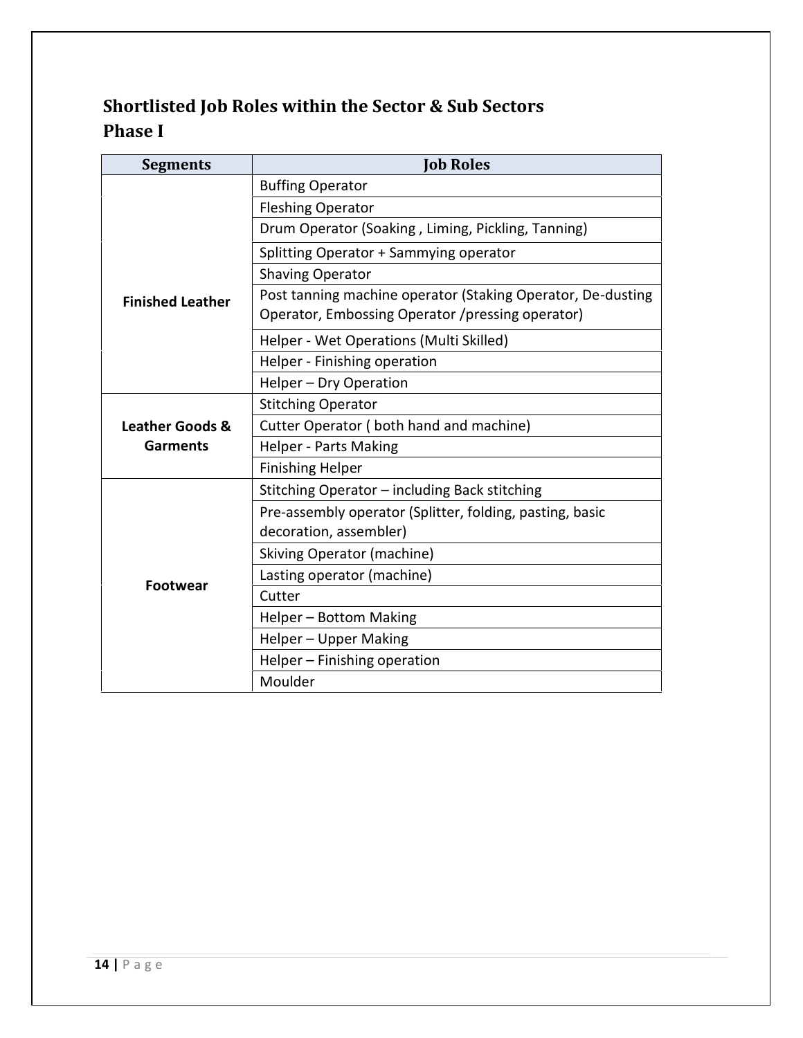## Shortlisted Job Roles within the Sector & Sub Sectors
## Phase I

| Segments | Job Roles |
|---|---|
| Finished Leather | Buffing Operator |
| | Fleshing Operator |
| | Drum Operator (Soaking , Liming, Pickling, Tanning) |
| | Splitting Operator + Sammying operator |
| | Shaving Operator |
| | Post tanning machine operator (Staking Operator, De-dusting Operator, Embossing Operator /pressing operator) |
| | Helper - Wet Operations (Multi Skilled) |
| | Helper - Finishing operation |
| | Helper – Dry Operation |
| Leather Goods & Garments | Stitching Operator |
| | Cutter Operator ( both hand and machine) |
| | Helper - Parts Making |
| | Finishing Helper |
| Footwear | Stitching Operator – including Back stitching |
| | Pre-assembly operator (Splitter, folding, pasting, basic decoration, assembler) |
| | Skiving Operator (machine) |
| | Lasting operator (machine) |
| | Cutter |
| | Helper – Bottom Making |
| | Helper – Upper Making |
| | Helper – Finishing operation |
| | Moulder |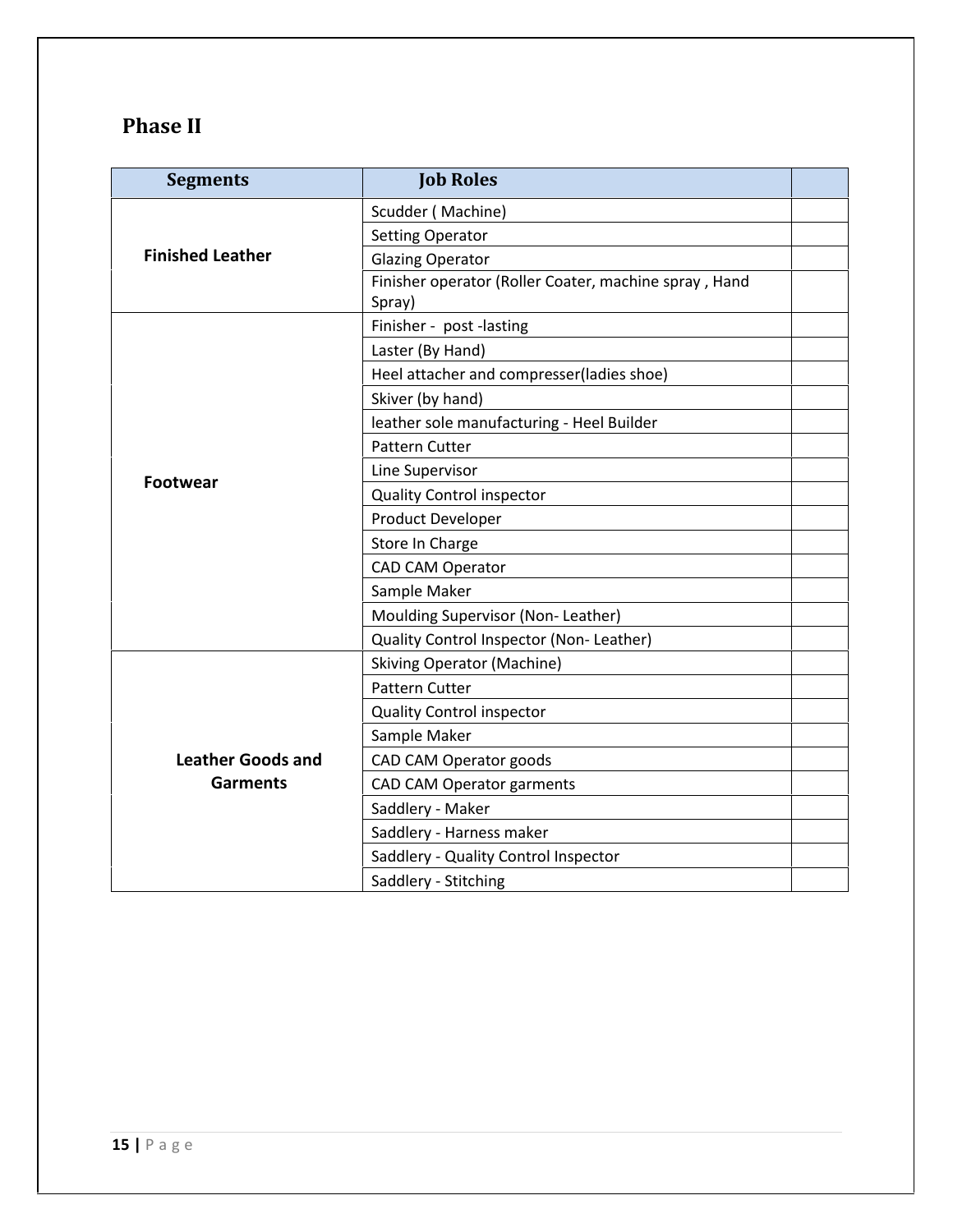## Phase II

| Segments | Job Roles | |
|---|---|---|
| **Finished Leather** | Scudder ( Machine) | |
| | Setting Operator | |
| | Glazing Operator | |
| | Finisher operator (Roller Coater, machine spray , Hand Spray) | |
| **Footwear** | Finisher - post -lasting | |
| | Laster (By Hand) | |
| | Heel attacher and compresser(ladies shoe) | |
| | Skiver (by hand) | |
| | leather sole manufacturing - Heel Builder | |
| | Pattern Cutter | |
| | Line Supervisor | |
| | Quality Control inspector | |
| | Product Developer | |
| | Store In Charge | |
| | CAD CAM Operator | |
| | Sample Maker | |
| | Moulding Supervisor (Non- Leather) | |
| | Quality Control Inspector (Non- Leather) | |
| **Leather Goods and Garments** | Skiving Operator (Machine) | |
| | Pattern Cutter | |
| | Quality Control inspector | |
| | Sample Maker | |
| | CAD CAM Operator goods | |
| | CAD CAM Operator garments | |
| | Saddlery - Maker | |
| | Saddlery - Harness maker | |
| | Saddlery - Quality Control Inspector | |
| | Saddlery - Stitching | |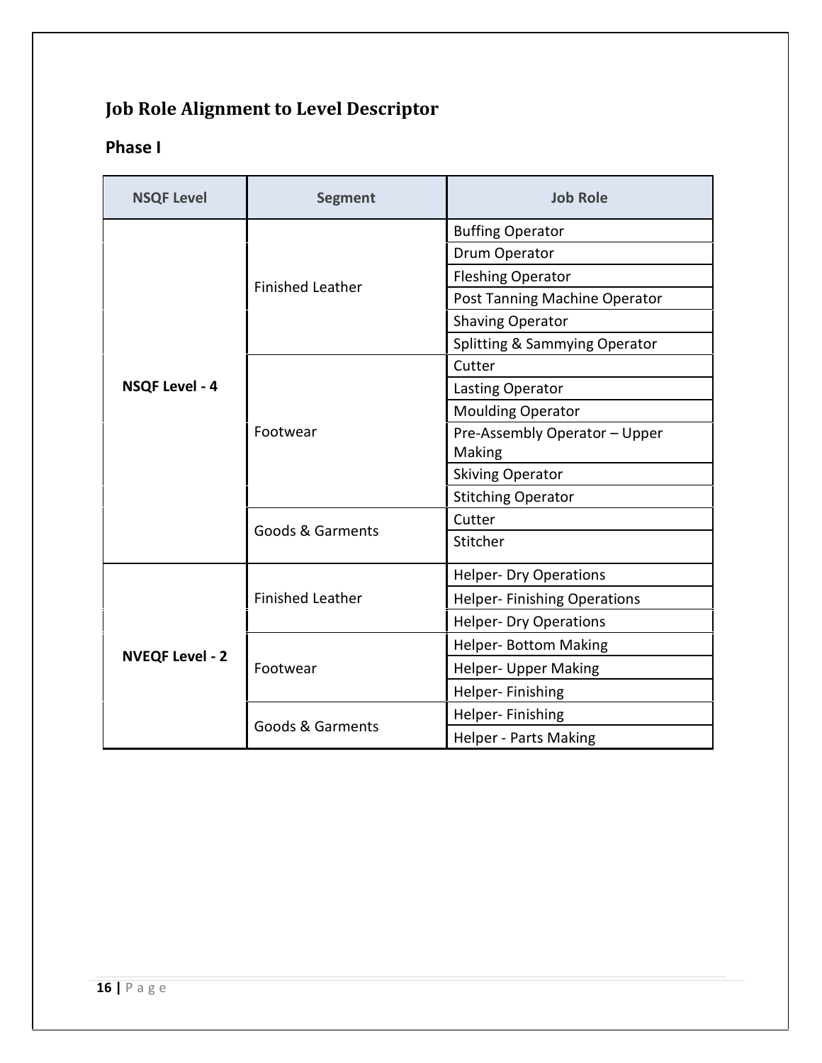# Job Role Alignment to Level Descriptor

## Phase I

| NSQF Level | Segment | Job Role |
|---|---|---|
| NSQF Level - 4 | Finished Leather | Buffing Operator |
| | | Drum Operator |
| | | Fleshing Operator |
| | | Post Tanning Machine Operator |
| | | Shaving Operator |
| | | Splitting & Sammying Operator |
| | Footwear | Cutter |
| | | Lasting Operator |
| | | Moulding Operator |
| | | Pre-Assembly Operator – Upper Making |
| | | Skiving Operator |
| | | Stitching Operator |
| | Goods & Garments | Cutter |
| | | Stitcher |
| NVEQF Level - 2 | Finished Leather | Helper- Dry Operations |
| | | Helper- Finishing Operations |
| | | Helper- Dry Operations |
| | Footwear | Helper- Bottom Making |
| | | Helper- Upper Making |
| | | Helper- Finishing |
| | Goods & Garments | Helper- Finishing |
| | | Helper - Parts Making |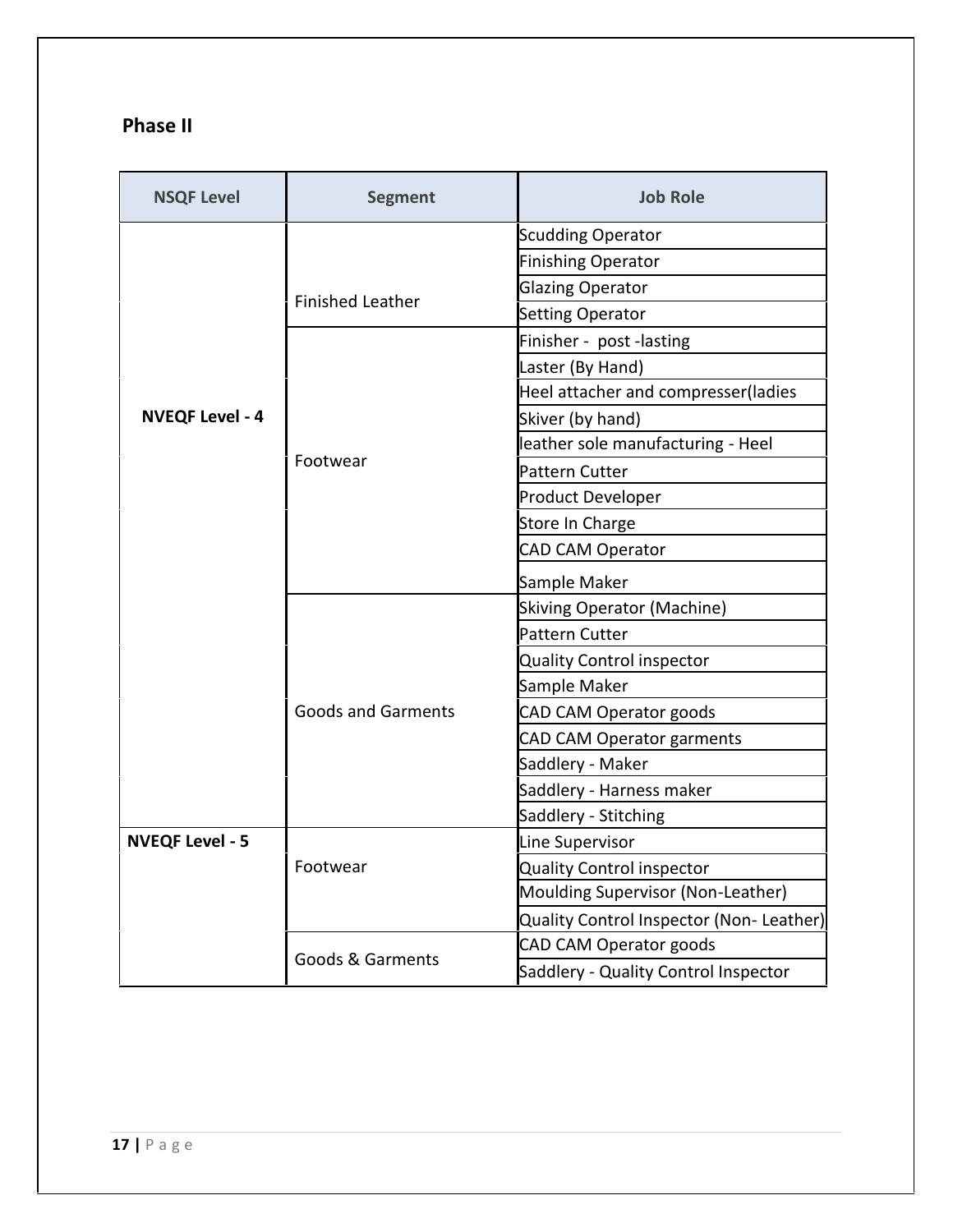## Phase II

| NSQF Level | Segment | Job Role |
|---|---|---|
| NVEQF Level - 4 | Finished Leather | Scudding Operator |
| | | Finishing Operator |
| | | Glazing Operator |
| | | Setting Operator |
| | Footwear | Finisher - post -lasting |
| | | Laster (By Hand) |
| | | Heel attacher and compresser(ladies |
| | | Skiver (by hand) |
| | | leather sole manufacturing - Heel |
| | | Pattern Cutter |
| | | Product Developer |
| | | Store In Charge |
| | | CAD CAM Operator |
| | | Sample Maker |
| | Goods and Garments | Skiving Operator (Machine) |
| | | Pattern Cutter |
| | | Quality Control inspector |
| | | Sample Maker |
| | | CAD CAM Operator goods |
| | | CAD CAM Operator garments |
| | | Saddlery - Maker |
| | | Saddlery - Harness maker |
| | | Saddlery - Stitching |
| NVEQF Level - 5 | Footwear | Line Supervisor |
| | | Quality Control inspector |
| | | Moulding Supervisor (Non-Leather) |
| | | Quality Control Inspector (Non- Leather) |
| | Goods & Garments | CAD CAM Operator goods |
| | | Saddlery - Quality Control Inspector |